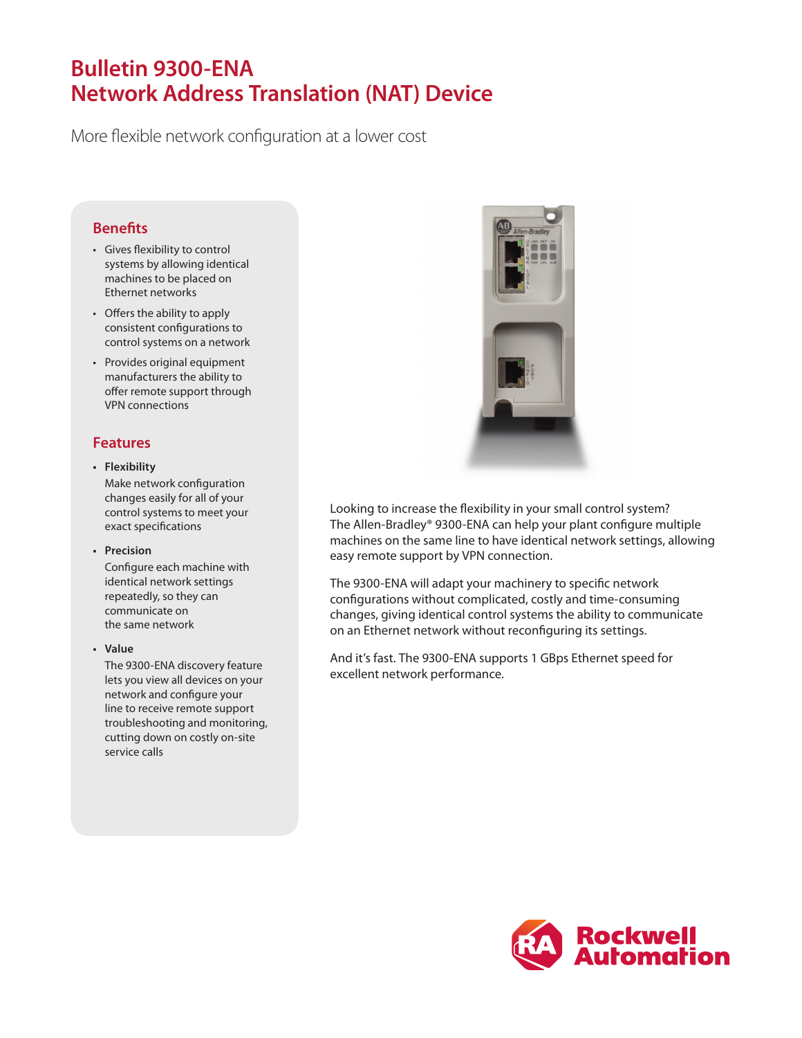# Bulletin 9300-ENA Network Address Translation (NAT) Device

More flexible network configuration at a lower cost

## Benefits

- Gives flexibility to control systems by allowing identical machines to be placed on Ethernet networks
- Offers the ability to apply consistent configurations to control systems on a network
- Provides original equipment manufacturers the ability to offer remote support through VPN connections

## Features

- **Flexibility**
  Make network configuration changes easily for all of your control systems to meet your exact specifications
- **Precision**
  Configure each machine with identical network settings repeatedly, so they can communicate on the same network
- **Value**
  The 9300-ENA discovery feature lets you view all devices on your network and configure your line to receive remote support troubleshooting and monitoring, cutting down on costly on-site service calls

Looking to increase the flexibility in your small control system? The Allen-Bradley® 9300-ENA can help your plant configure multiple machines on the same line to have identical network settings, allowing easy remote support by VPN connection.

The 9300-ENA will adapt your machinery to specific network configurations without complicated, costly and time-consuming changes, giving identical control systems the ability to communicate on an Ethernet network without reconfiguring its settings.

And it's fast. The 9300-ENA supports 1 GBps Ethernet speed for excellent network performance.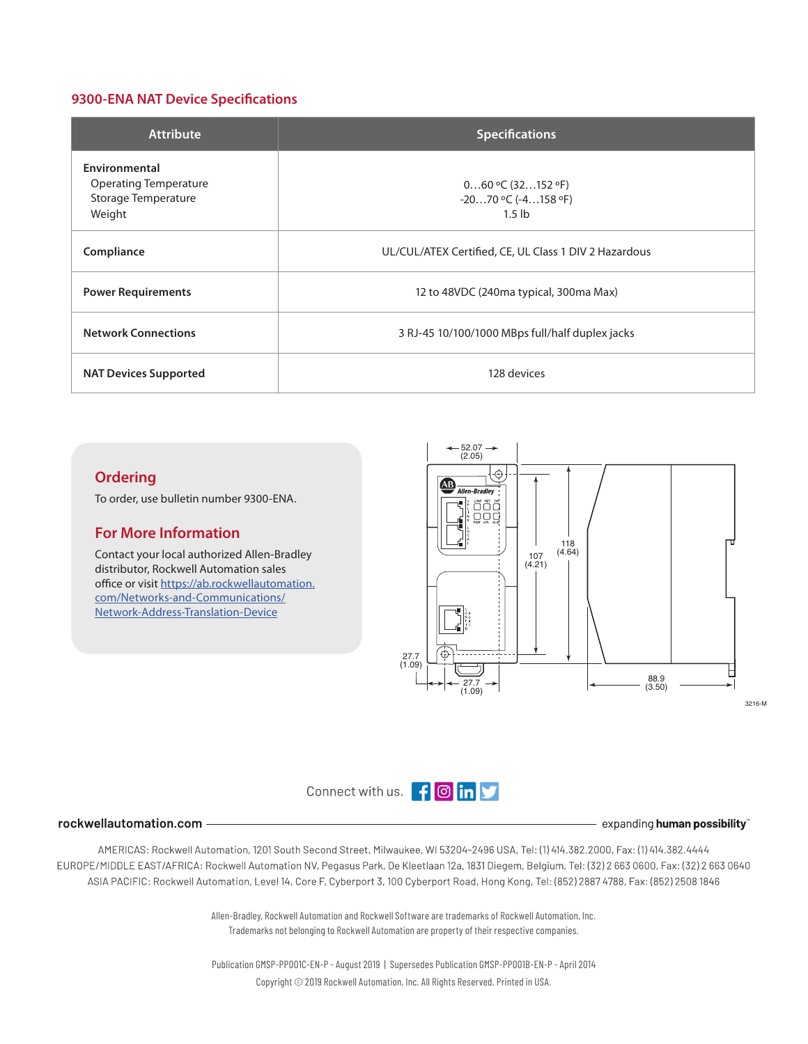## 9300-ENA NAT Device Specifications

| Attribute | Specifications |
|---|---|
| **Environmental**<br>Operating Temperature<br>Storage Temperature<br>Weight | <br>0…60 °C (32…152 °F)<br>-20…70 °C (-4…158 °F)<br>1.5 lb |
| **Compliance** | UL/CUL/ATEX Certified, CE, UL Class 1 DIV 2 Hazardous |
| **Power Requirements** | 12 to 48VDC (240ma typical, 300ma Max) |
| **Network Connections** | 3 RJ-45 10/100/1000 MBps full/half duplex jacks |
| **NAT Devices Supported** | 128 devices |

## Ordering

To order, use bulletin number 9300-ENA.

## For More Information

Contact your local authorized Allen-Bradley distributor, Rockwell Automation sales office or visit https://ab.rockwellautomation.com/Networks-and-Communications/Network-Address-Translation-Device

52.07
(2.05)
107
(4.21)
118
(4.64)
27.7
(1.09)
27.7
(1.09)
88.9
(3.50)
3216-M

Connect with us.

rockwellautomation.com

expanding **human possibility**

AMERICAS: Rockwell Automation, 1201 South Second Street, Milwaukee, WI 53204-2496 USA, Tel: (1) 414.382.2000, Fax: (1) 414.382.4444
EUROPE/MIDDLE EAST/AFRICA: Rockwell Automation NV, Pegasus Park, De Kleetlaan 12a, 1831 Diegem, Belgium, Tel: (32) 2 663 0600, Fax: (32) 2 663 0640
ASIA PACIFIC: Rockwell Automation, Level 14, Core F, Cyberport 3, 100 Cyberport Road, Hong Kong, Tel: (852) 2887 4788, Fax: (852) 2508 1846

Allen-Bradley, Rockwell Automation and Rockwell Software are trademarks of Rockwell Automation, Inc.
Trademarks not belonging to Rockwell Automation are property of their respective companies.

Publication GMSP-PP001C-EN-P - August 2019 | Supersedes Publication GMSP-PP001B-EN-P - April 2014
Copyright © 2019 Rockwell Automation, Inc. All Rights Reserved. Printed in USA.